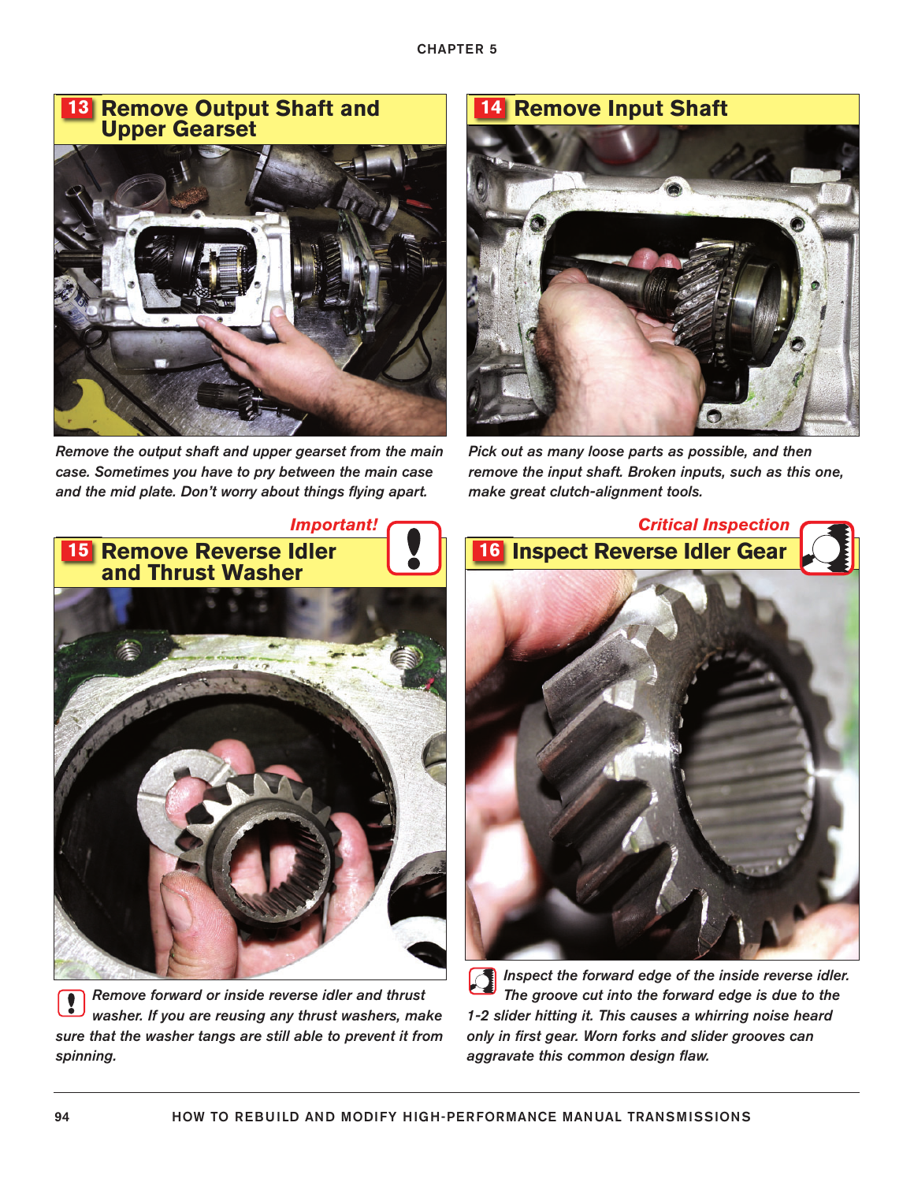## 13 Remove Output Shaft and Upper Gearset

*Remove the output shaft and upper gearset from the main case. Sometimes you have to pry between the main case and the mid plate. Don't worry about things flying apart.*

## 14 Remove Input Shaft

*Pick out as many loose parts as possible, and then remove the input shaft. Broken inputs, such as this one, make great clutch-alignment tools.*

*Important!*

## 15 Remove Reverse Idler and Thrust Washer

*Remove forward or inside reverse idler and thrust washer. If you are reusing any thrust washers, make sure that the washer tangs are still able to prevent it from spinning.*

*Critical Inspection*

## 16 Inspect Reverse Idler Gear

*Inspect the forward edge of the inside reverse idler. The groove cut into the forward edge is due to the 1-2 slider hitting it. This causes a whirring noise heard only in first gear. Worn forks and slider grooves can aggravate this common design flaw.*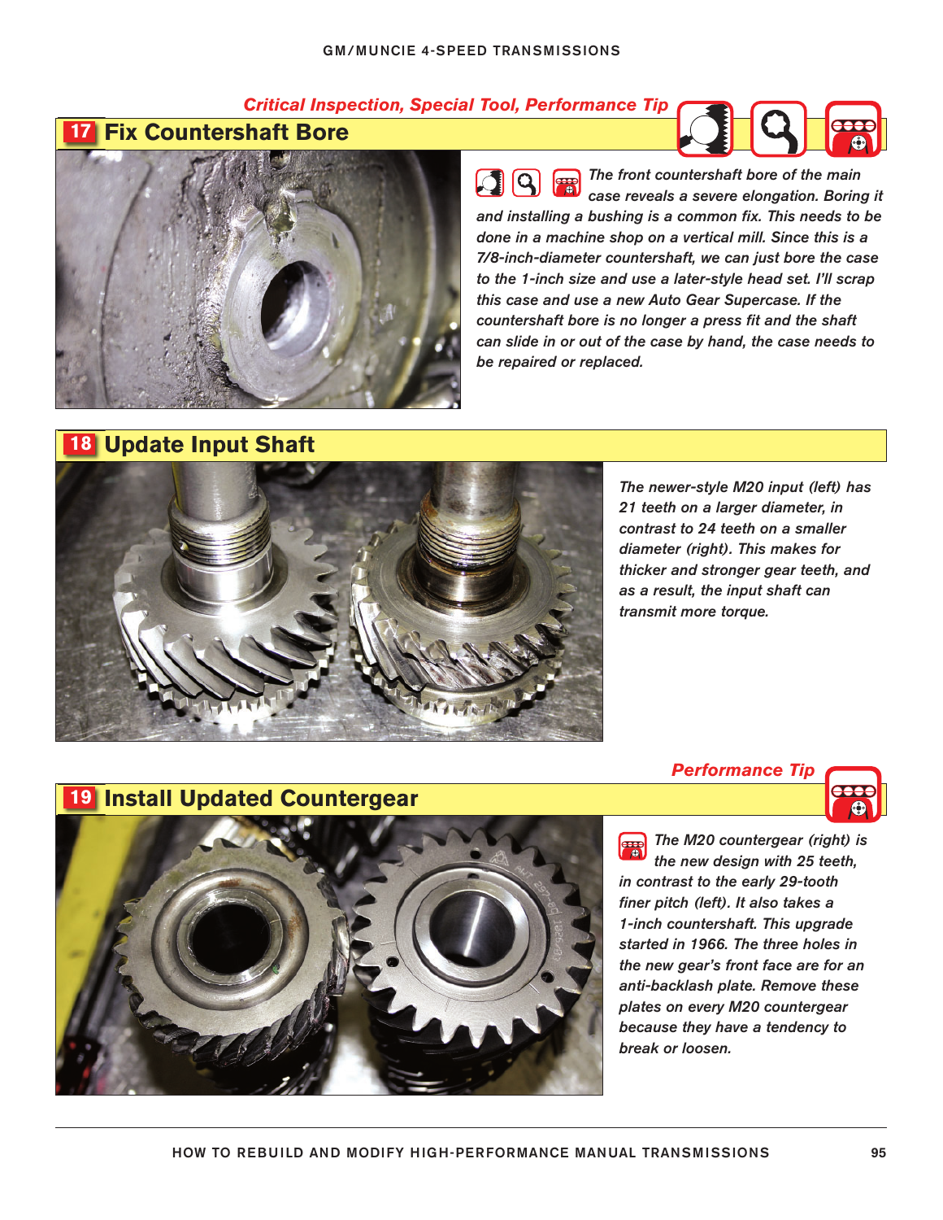*Critical Inspection, Special Tool, Performance Tip*

## 17 Fix Countershaft Bore

*The front countershaft bore of the main case reveals a severe elongation. Boring it and installing a bushing is a common fix. This needs to be done in a machine shop on a vertical mill. Since this is a 7/8-inch-diameter countershaft, we can just bore the case to the 1-inch size and use a later-style head set. I'll scrap this case and use a new Auto Gear Supercase. If the countershaft bore is no longer a press fit and the shaft can slide in or out of the case by hand, the case needs to be repaired or replaced.*

## 18 Update Input Shaft

*The newer-style M20 input (left) has 21 teeth on a larger diameter, in contrast to 24 teeth on a smaller diameter (right). This makes for thicker and stronger gear teeth, and as a result, the input shaft can transmit more torque.*

*Performance Tip*

## 19 Install Updated Countergear

*The M20 countergear (right) is the new design with 25 teeth, in contrast to the early 29-tooth finer pitch (left). It also takes a 1-inch countershaft. This upgrade started in 1966. The three holes in the new gear's front face are for an anti-backlash plate. Remove these plates on every M20 countergear because they have a tendency to break or loosen.*